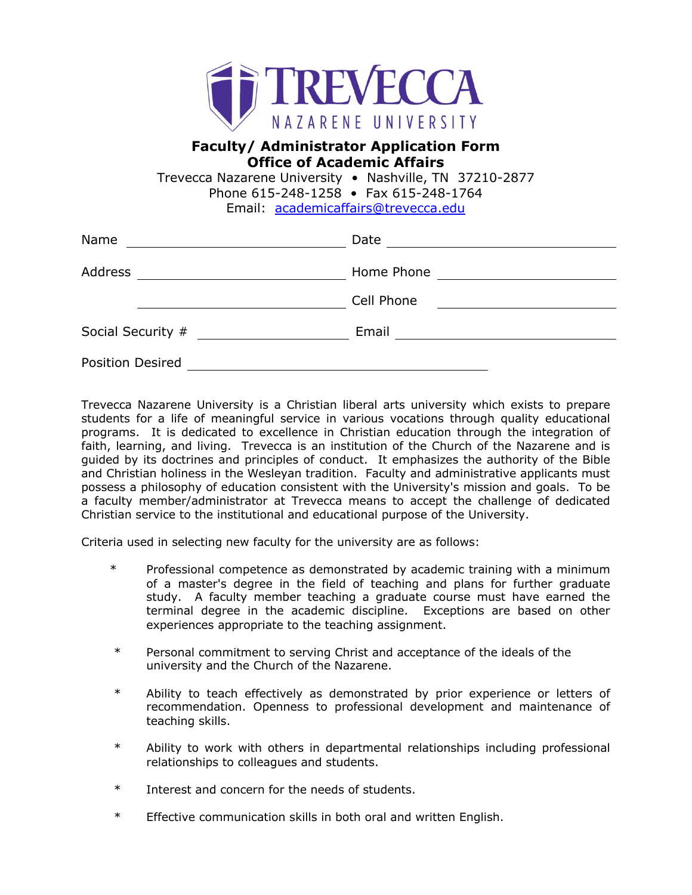# TREVECCA NAZARENE UNIVERSITY

## Faculty/ Administrator Application Form
## Office of Academic Affairs

Trevecca Nazarene University • Nashville, TN 37210-2877
Phone 615-248-1258 • Fax 615-248-1764
Email: academicaffairs@trevecca.edu

Name ______________________ Date ______________________

Address ______________________ Home Phone ______________________

______________________ Cell Phone ______________________

Social Security # ______________________ Email ______________________

Position Desired ______________________

Trevecca Nazarene University is a Christian liberal arts university which exists to prepare students for a life of meaningful service in various vocations through quality educational programs. It is dedicated to excellence in Christian education through the integration of faith, learning, and living. Trevecca is an institution of the Church of the Nazarene and is guided by its doctrines and principles of conduct. It emphasizes the authority of the Bible and Christian holiness in the Wesleyan tradition. Faculty and administrative applicants must possess a philosophy of education consistent with the University's mission and goals. To be a faculty member/administrator at Trevecca means to accept the challenge of dedicated Christian service to the institutional and educational purpose of the University.

Criteria used in selecting new faculty for the university are as follows:

* Professional competence as demonstrated by academic training with a minimum of a master's degree in the field of teaching and plans for further graduate study. A faculty member teaching a graduate course must have earned the terminal degree in the academic discipline. Exceptions are based on other experiences appropriate to the teaching assignment.

* Personal commitment to serving Christ and acceptance of the ideals of the university and the Church of the Nazarene.

* Ability to teach effectively as demonstrated by prior experience or letters of recommendation. Openness to professional development and maintenance of teaching skills.

* Ability to work with others in departmental relationships including professional relationships to colleagues and students.

* Interest and concern for the needs of students.

* Effective communication skills in both oral and written English.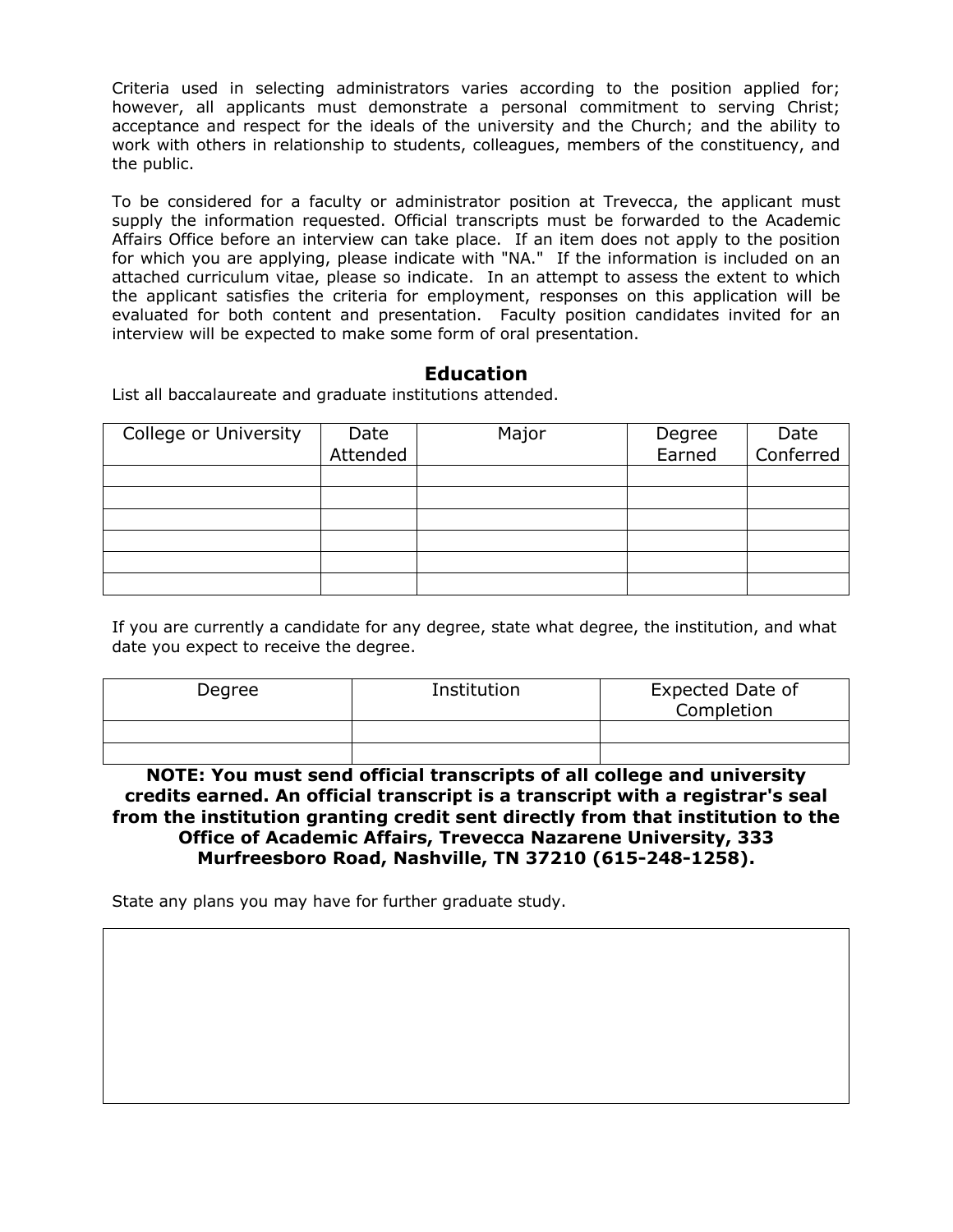Criteria used in selecting administrators varies according to the position applied for; however, all applicants must demonstrate a personal commitment to serving Christ; acceptance and respect for the ideals of the university and the Church; and the ability to work with others in relationship to students, colleagues, members of the constituency, and the public.

To be considered for a faculty or administrator position at Trevecca, the applicant must supply the information requested. Official transcripts must be forwarded to the Academic Affairs Office before an interview can take place. If an item does not apply to the position for which you are applying, please indicate with "NA." If the information is included on an attached curriculum vitae, please so indicate. In an attempt to assess the extent to which the applicant satisfies the criteria for employment, responses on this application will be evaluated for both content and presentation. Faculty position candidates invited for an interview will be expected to make some form of oral presentation.

## Education

List all baccalaureate and graduate institutions attended.

| College or University | Date Attended | Major | Degree Earned | Date Conferred |
|---|---|---|---|---|
| | | | | |
| | | | | |
| | | | | |
| | | | | |
| | | | | |
| | | | | |

If you are currently a candidate for any degree, state what degree, the institution, and what date you expect to receive the degree.

| Degree | Institution | Expected Date of Completion |
|---|---|---|
| | | |
| | | |

**NOTE: You must send official transcripts of all college and university credits earned. An official transcript is a transcript with a registrar's seal from the institution granting credit sent directly from that institution to the Office of Academic Affairs, Trevecca Nazarene University, 333 Murfreesboro Road, Nashville, TN 37210 (615-248-1258).**

State any plans you may have for further graduate study.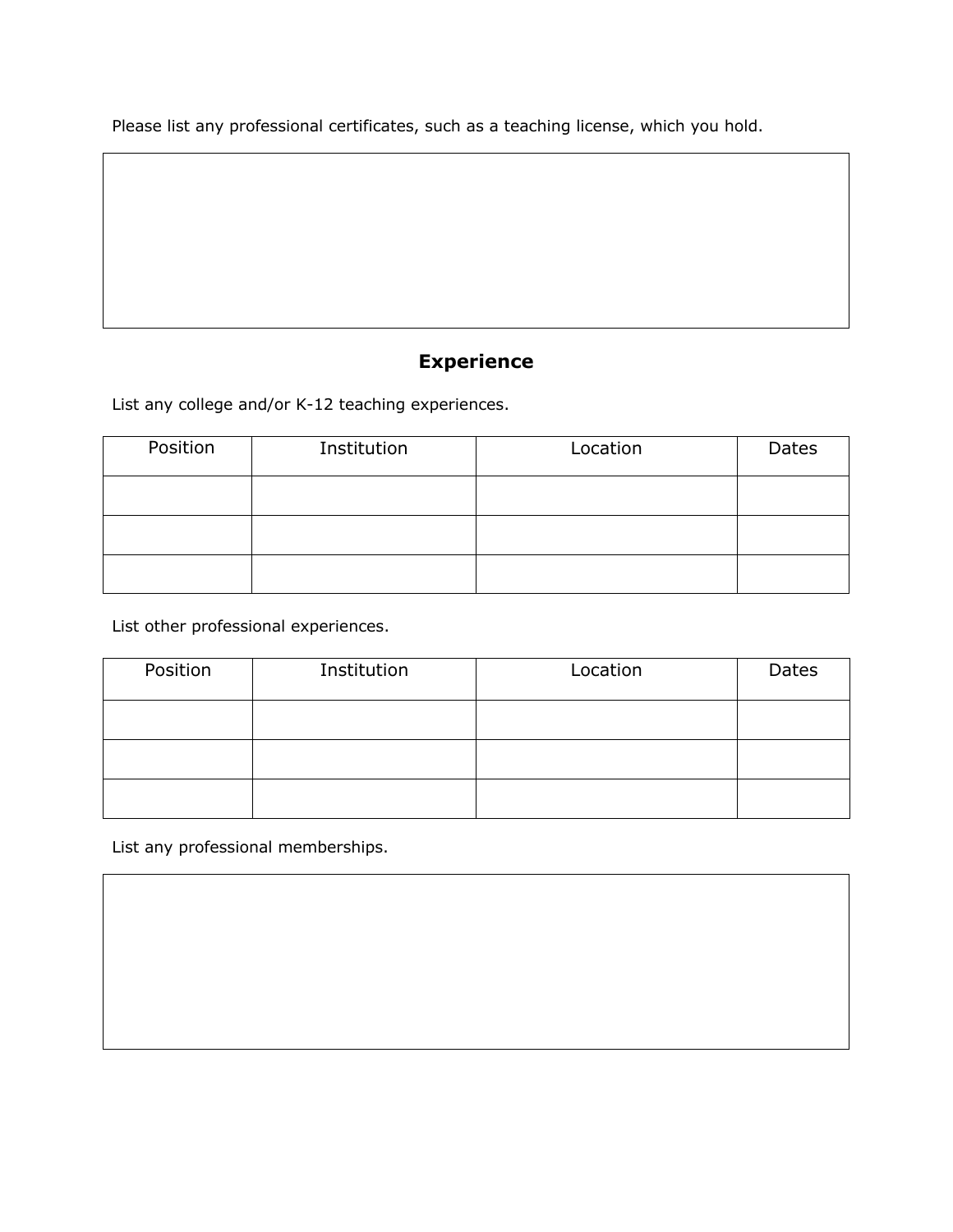Please list any professional certificates, such as a teaching license, which you hold.

## Experience

List any college and/or K-12 teaching experiences.

| Position | Institution | Location | Dates |
|---|---|---|---|
| | | | |
| | | | |
| | | | |

List other professional experiences.

| Position | Institution | Location | Dates |
|---|---|---|---|
| | | | |
| | | | |
| | | | |

List any professional memberships.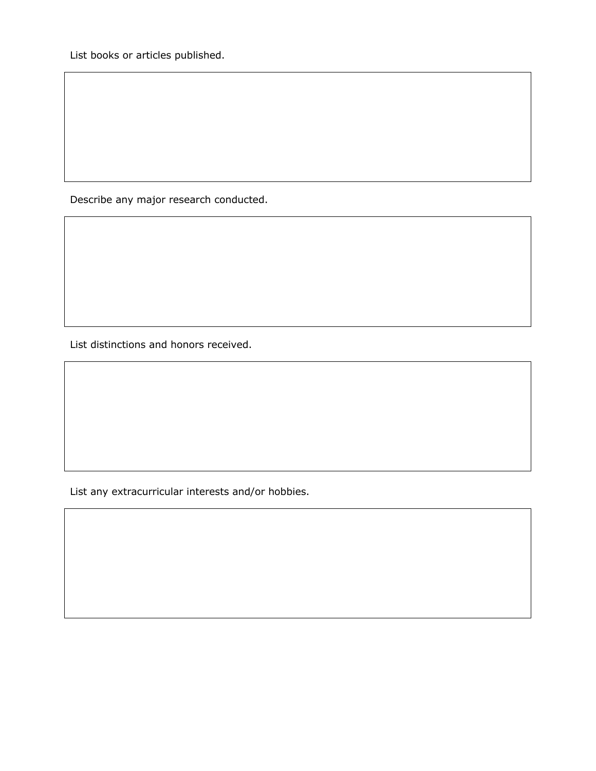List books or articles published.

Describe any major research conducted.

List distinctions and honors received.

List any extracurricular interests and/or hobbies.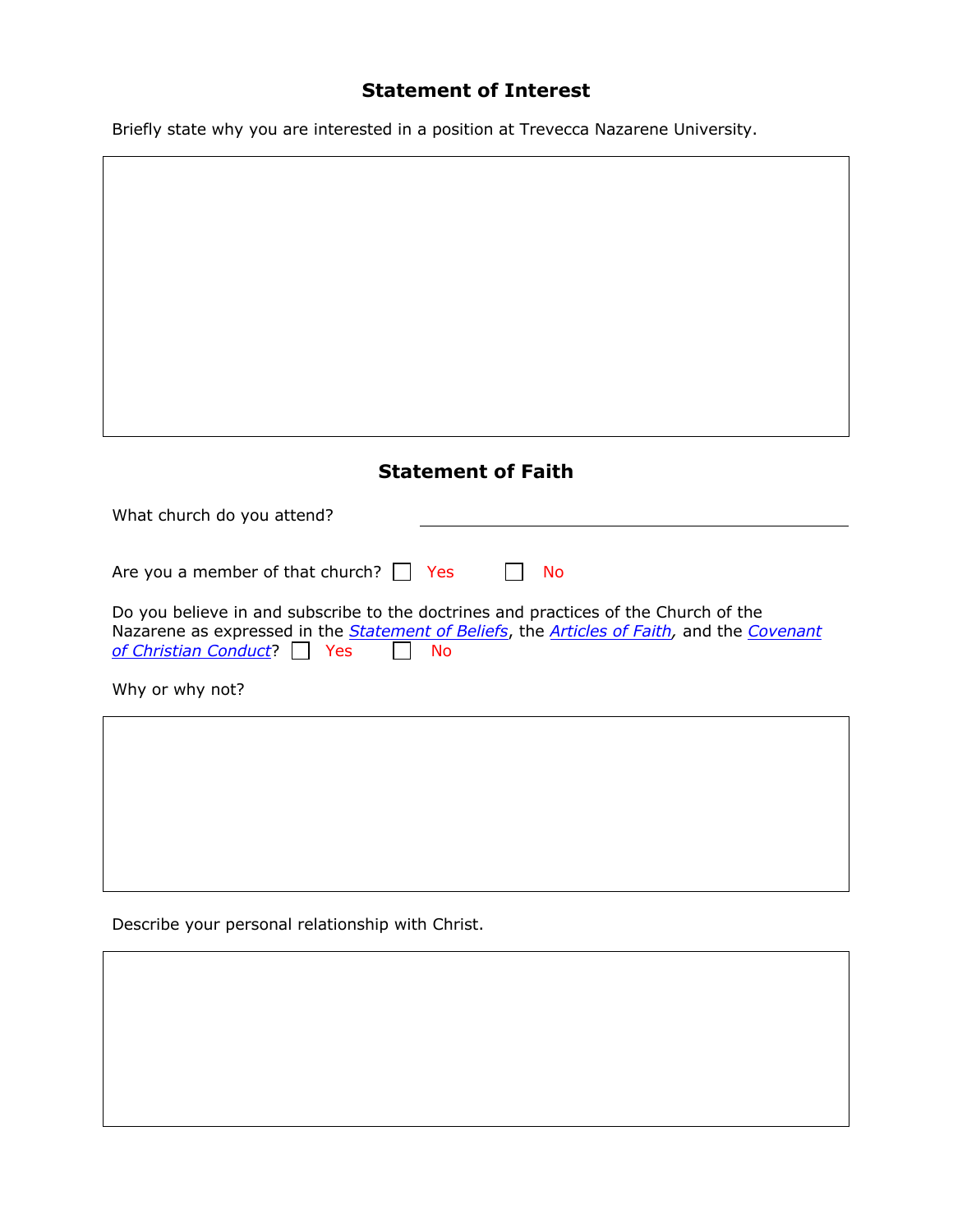## Statement of Interest

Briefly state why you are interested in a position at Trevecca Nazarene University.

## Statement of Faith

What church do you attend? ______________________________

Are you a member of that church? ☐ Yes ☐ No

Do you believe in and subscribe to the doctrines and practices of the Church of the Nazarene as expressed in the *Statement of Beliefs*, the *Articles of Faith*, and the *Covenant of Christian Conduct*? ☐ Yes ☐ No

Why or why not?

Describe your personal relationship with Christ.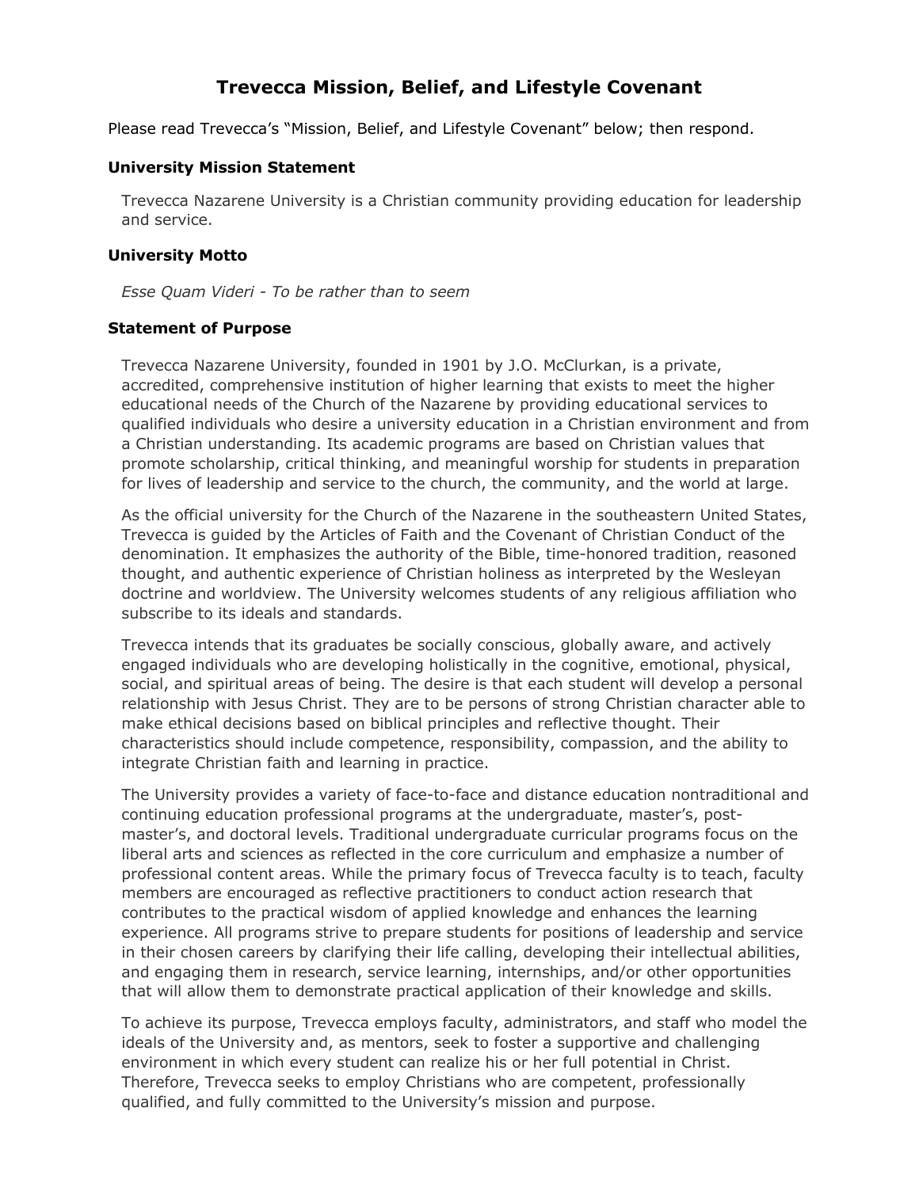# Trevecca Mission, Belief, and Lifestyle Covenant

Please read Trevecca's "Mission, Belief, and Lifestyle Covenant" below; then respond.

### University Mission Statement

Trevecca Nazarene University is a Christian community providing education for leadership and service.

### University Motto

*Esse Quam Videri - To be rather than to seem*

### Statement of Purpose

Trevecca Nazarene University, founded in 1901 by J.O. McClurkan, is a private, accredited, comprehensive institution of higher learning that exists to meet the higher educational needs of the Church of the Nazarene by providing educational services to qualified individuals who desire a university education in a Christian environment and from a Christian understanding. Its academic programs are based on Christian values that promote scholarship, critical thinking, and meaningful worship for students in preparation for lives of leadership and service to the church, the community, and the world at large.

As the official university for the Church of the Nazarene in the southeastern United States, Trevecca is guided by the Articles of Faith and the Covenant of Christian Conduct of the denomination. It emphasizes the authority of the Bible, time-honored tradition, reasoned thought, and authentic experience of Christian holiness as interpreted by the Wesleyan doctrine and worldview. The University welcomes students of any religious affiliation who subscribe to its ideals and standards.

Trevecca intends that its graduates be socially conscious, globally aware, and actively engaged individuals who are developing holistically in the cognitive, emotional, physical, social, and spiritual areas of being. The desire is that each student will develop a personal relationship with Jesus Christ. They are to be persons of strong Christian character able to make ethical decisions based on biblical principles and reflective thought. Their characteristics should include competence, responsibility, compassion, and the ability to integrate Christian faith and learning in practice.

The University provides a variety of face-to-face and distance education nontraditional and continuing education professional programs at the undergraduate, master's, post-master's, and doctoral levels. Traditional undergraduate curricular programs focus on the liberal arts and sciences as reflected in the core curriculum and emphasize a number of professional content areas. While the primary focus of Trevecca faculty is to teach, faculty members are encouraged as reflective practitioners to conduct action research that contributes to the practical wisdom of applied knowledge and enhances the learning experience. All programs strive to prepare students for positions of leadership and service in their chosen careers by clarifying their life calling, developing their intellectual abilities, and engaging them in research, service learning, internships, and/or other opportunities that will allow them to demonstrate practical application of their knowledge and skills.

To achieve its purpose, Trevecca employs faculty, administrators, and staff who model the ideals of the University and, as mentors, seek to foster a supportive and challenging environment in which every student can realize his or her full potential in Christ. Therefore, Trevecca seeks to employ Christians who are competent, professionally qualified, and fully committed to the University's mission and purpose.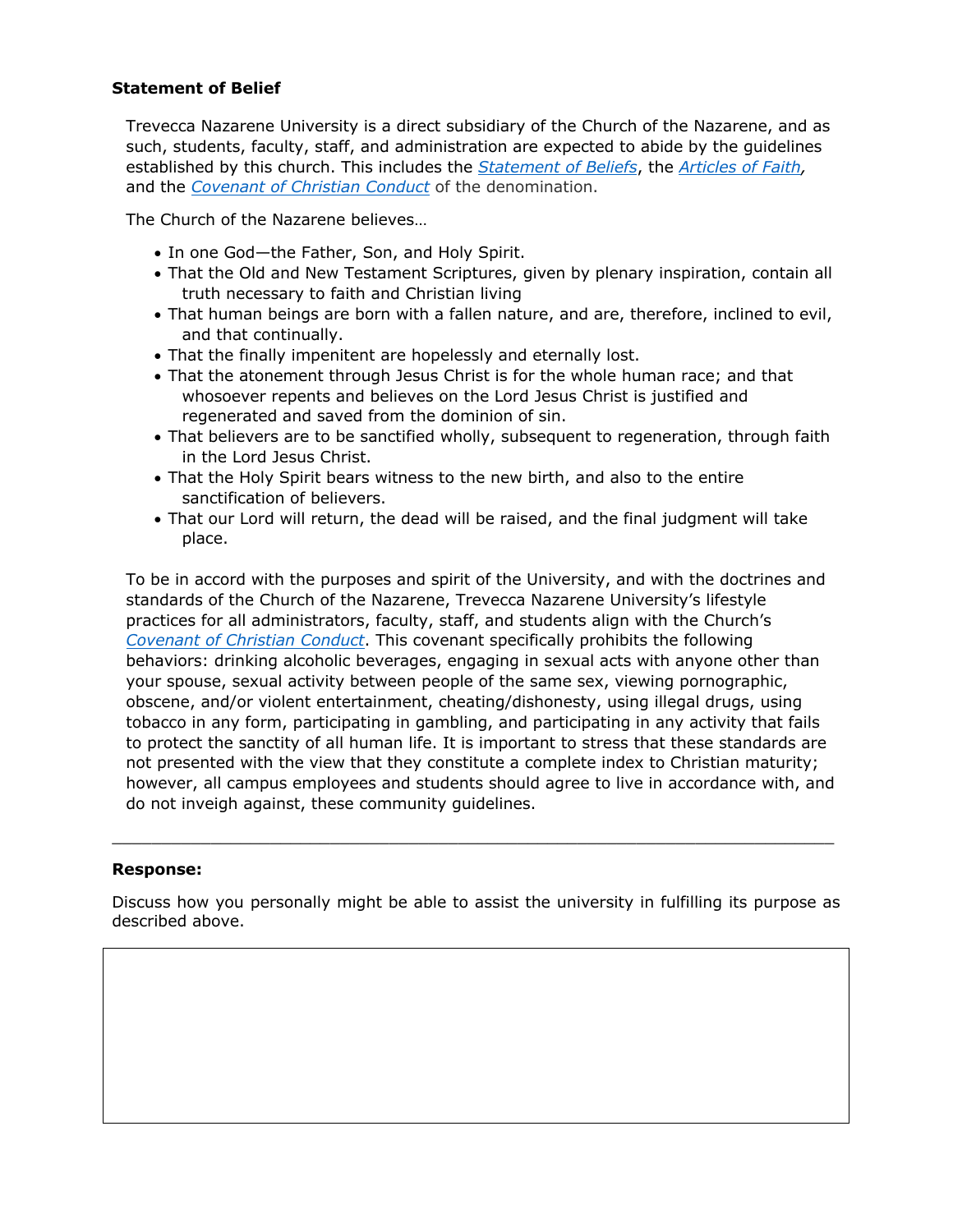**Statement of Belief**

Trevecca Nazarene University is a direct subsidiary of the Church of the Nazarene, and as such, students, faculty, staff, and administration are expected to abide by the guidelines established by this church. This includes the *Statement of Beliefs*, the *Articles of Faith*, and the *Covenant of Christian Conduct* of the denomination.

The Church of the Nazarene believes…

- In one God—the Father, Son, and Holy Spirit.
- That the Old and New Testament Scriptures, given by plenary inspiration, contain all truth necessary to faith and Christian living
- That human beings are born with a fallen nature, and are, therefore, inclined to evil, and that continually.
- That the finally impenitent are hopelessly and eternally lost.
- That the atonement through Jesus Christ is for the whole human race; and that whosoever repents and believes on the Lord Jesus Christ is justified and regenerated and saved from the dominion of sin.
- That believers are to be sanctified wholly, subsequent to regeneration, through faith in the Lord Jesus Christ.
- That the Holy Spirit bears witness to the new birth, and also to the entire sanctification of believers.
- That our Lord will return, the dead will be raised, and the final judgment will take place.

To be in accord with the purposes and spirit of the University, and with the doctrines and standards of the Church of the Nazarene, Trevecca Nazarene University's lifestyle practices for all administrators, faculty, staff, and students align with the Church's *Covenant of Christian Conduct*. This covenant specifically prohibits the following behaviors: drinking alcoholic beverages, engaging in sexual acts with anyone other than your spouse, sexual activity between people of the same sex, viewing pornographic, obscene, and/or violent entertainment, cheating/dishonesty, using illegal drugs, using tobacco in any form, participating in gambling, and participating in any activity that fails to protect the sanctity of all human life. It is important to stress that these standards are not presented with the view that they constitute a complete index to Christian maturity; however, all campus employees and students should agree to live in accordance with, and do not inveigh against, these community guidelines.

---

**Response:**

Discuss how you personally might be able to assist the university in fulfilling its purpose as described above.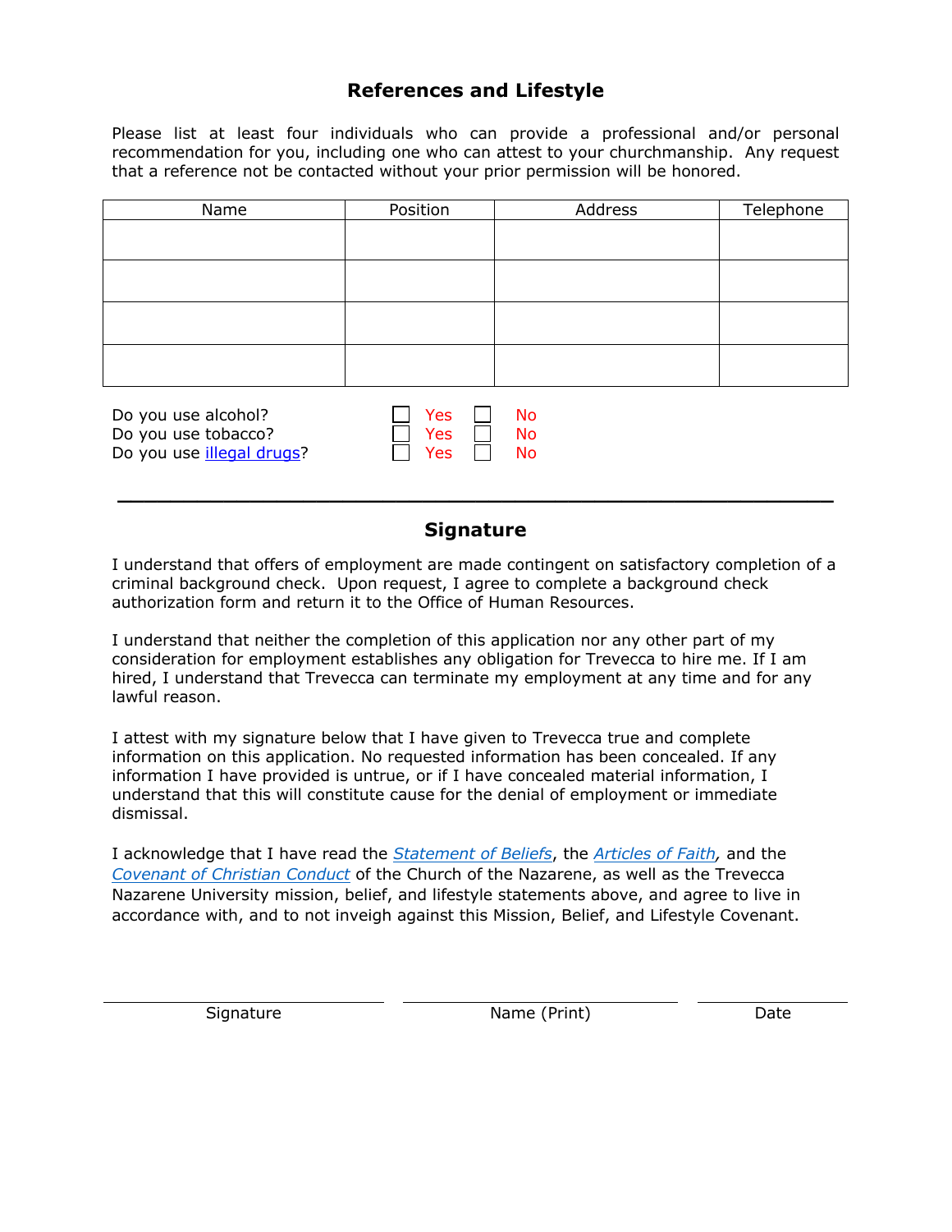## References and Lifestyle

Please list at least four individuals who can provide a professional and/or personal recommendation for you, including one who can attest to your churchmanship. Any request that a reference not be contacted without your prior permission will be honored.

| Name | Position | Address | Telephone |
|---|---|---|---|
| | | | |
| | | | |
| | | | |
| | | | |

Do you use alcohol? ☐ Yes ☐ No
Do you use tobacco? ☐ Yes ☐ No
Do you use illegal drugs? ☐ Yes ☐ No

---

## Signature

I understand that offers of employment are made contingent on satisfactory completion of a criminal background check. Upon request, I agree to complete a background check authorization form and return it to the Office of Human Resources.

I understand that neither the completion of this application nor any other part of my consideration for employment establishes any obligation for Trevecca to hire me. If I am hired, I understand that Trevecca can terminate my employment at any time and for any lawful reason.

I attest with my signature below that I have given to Trevecca true and complete information on this application. No requested information has been concealed. If any information I have provided is untrue, or if I have concealed material information, I understand that this will constitute cause for the denial of employment or immediate dismissal.

I acknowledge that I have read the *Statement of Beliefs*, the *Articles of Faith,* and the *Covenant of Christian Conduct* of the Church of the Nazarene, as well as the Trevecca Nazarene University mission, belief, and lifestyle statements above, and agree to live in accordance with, and to not inveigh against this Mission, Belief, and Lifestyle Covenant.

\_\_\_\_\_\_\_\_\_\_\_\_\_\_\_\_\_\_\_\_ Signature　　\_\_\_\_\_\_\_\_\_\_\_\_\_\_\_\_\_\_\_\_ Name (Print)　　\_\_\_\_\_\_\_\_\_\_ Date